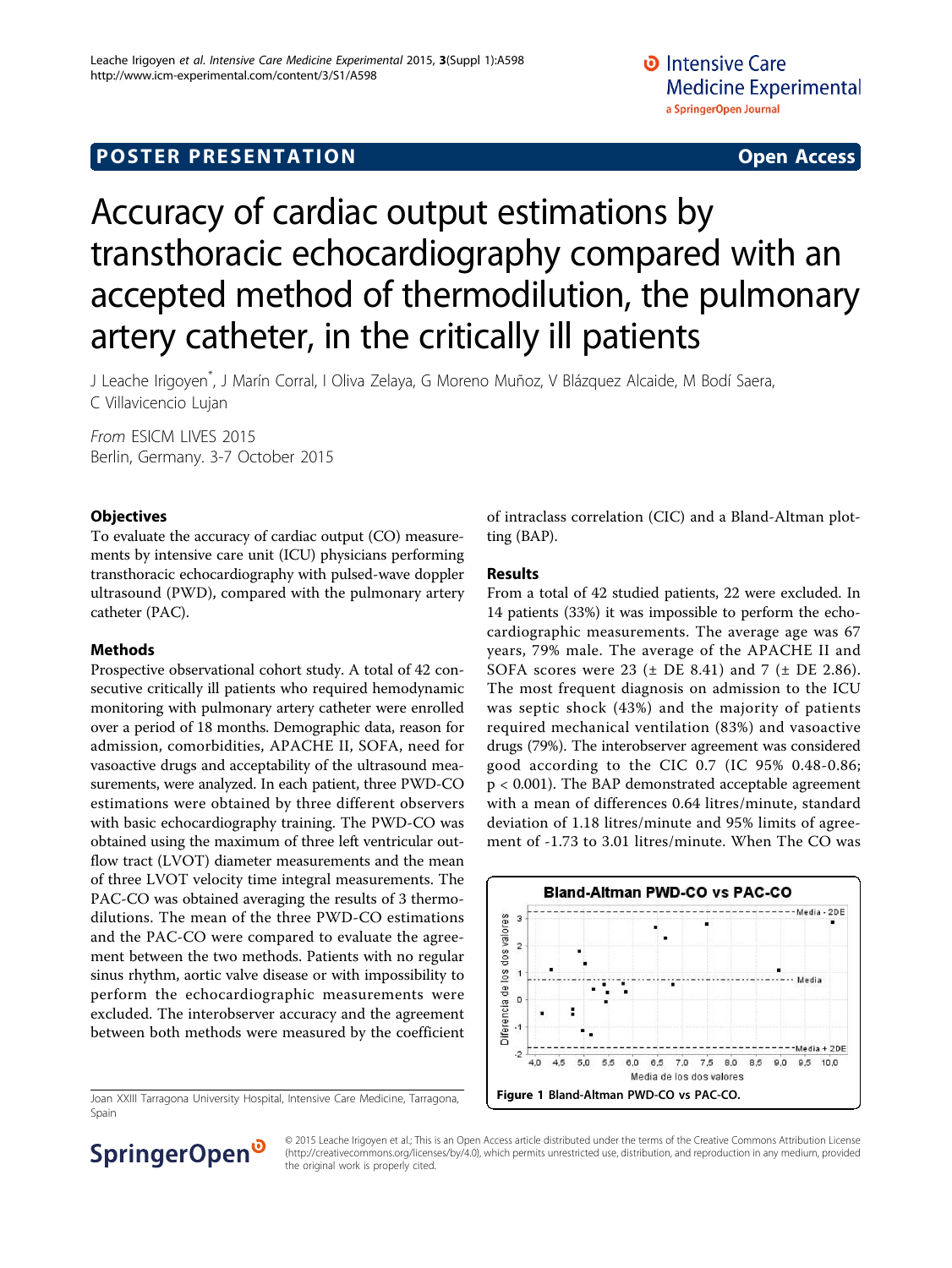POSTER PRESENTATION **Open Access**

# Accuracy of cardiac output estimations by transthoracic echocardiography compared with an accepted method of thermodilution, the pulmonary artery catheter, in the critically ill patients

J Leache Irigoyen*, J Marín Corral, I Oliva Zelaya, G Moreno Muñoz, V Blázquez Alcaide, M Bodí Saera, C Villavicencio Lujan

*From* ESICM LIVES 2015
Berlin, Germany. 3-7 October 2015

## Objectives

To evaluate the accuracy of cardiac output (CO) measurements by intensive care unit (ICU) physicians performing transthoracic echocardiography with pulsed-wave doppler ultrasound (PWD), compared with the pulmonary artery catheter (PAC).

## Methods

Prospective observational cohort study. A total of 42 consecutive critically ill patients who required hemodynamic monitoring with pulmonary artery catheter were enrolled over a period of 18 months. Demographic data, reason for admission, comorbidities, APACHE II, SOFA, need for vasoactive drugs and acceptability of the ultrasound measurements, were analyzed. In each patient, three PWD-CO estimations were obtained by three different observers with basic echocardiography training. The PWD-CO was obtained using the maximum of three left ventricular outflow tract (LVOT) diameter measurements and the mean of three LVOT velocity time integral measurements. The PAC-CO was obtained averaging the results of 3 thermodilutions. The mean of the three PWD-CO estimations and the PAC-CO were compared to evaluate the agreement between the two methods. Patients with no regular sinus rhythm, aortic valve disease or with impossibility to perform the echocardiographic measurements were excluded. The interobserver accuracy and the agreement between both methods were measured by the coefficient of intraclass correlation (CIC) and a Bland-Altman plotting (BAP).

## Results

From a total of 42 studied patients, 22 were excluded. In 14 patients (33%) it was impossible to perform the echocardiographic measurements. The average age was 67 years, 79% male. The average of the APACHE II and SOFA scores were 23 (± DE 8.41) and 7 (± DE 2.86). The most frequent diagnosis on admission to the ICU was septic shock (43%) and the majority of patients required mechanical ventilation (83%) and vasoactive drugs (79%). The interobserver agreement was considered good according to the CIC 0.7 (IC 95% 0.48-0.86; $p < 0.001$). The BAP demonstrated acceptable agreement with a mean of differences 0.64 litres/minute, standard deviation of 1.18 litres/minute and 95% limits of agreement of -1.73 to 3.01 litres/minute. When The CO was

**Figure 1 Bland-Altman PWD-CO vs PAC-CO.**

Joan XXIII Tarragona University Hospital, Intensive Care Medicine, Tarragona, Spain

© 2015 Leache Irigoyen et al.; This is an Open Access article distributed under the terms of the Creative Commons Attribution License (http://creativecommons.org/licenses/by/4.0), which permits unrestricted use, distribution, and reproduction in any medium, provided the original work is properly cited.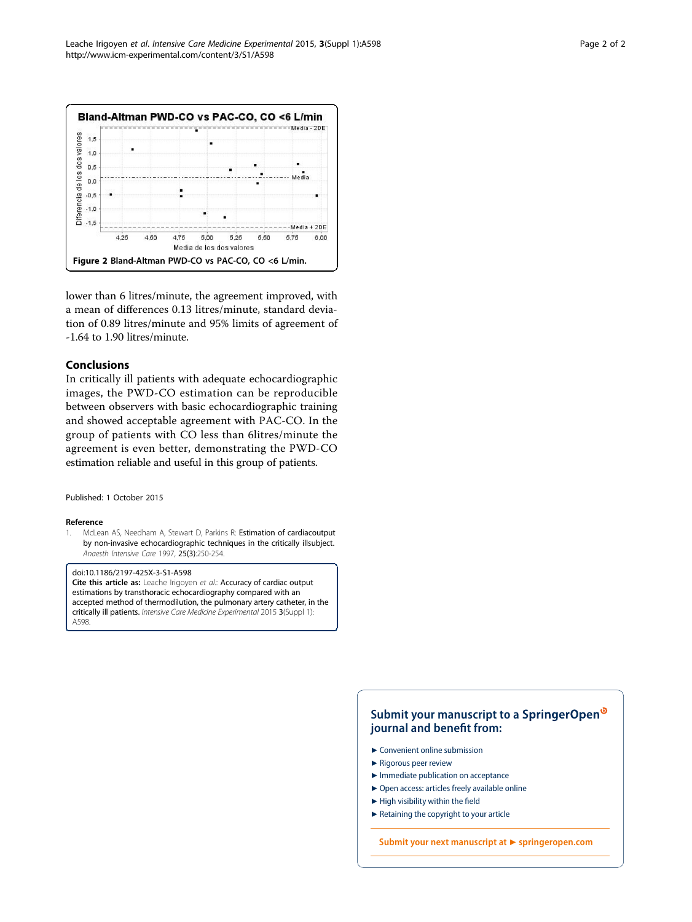Bland-Altman PWD-CO vs PAC-CO, CO <6 L/min

Media - 2DE

Media

Media + 2DE

Diferencia de los dos valores

1,5
1,0
0,5
0,0
-0,5
-1,0
-1,5

4,25
4,50
4,75
5,00
5,25
5,50
5,75
6,00

Media de los dos valores

**Figure 2** Bland-Altman PWD-CO vs PAC-CO, CO <6 L/min.

lower than 6 litres/minute, the agreement improved, with a mean of differences 0.13 litres/minute, standard deviation of 0.89 litres/minute and 95% limits of agreement of -1.64 to 1.90 litres/minute.

## Conclusions

In critically ill patients with adequate echocardiographic images, the PWD-CO estimation can be reproducible between observers with basic echocardiographic training and showed acceptable agreement with PAC-CO. In the group of patients with CO less than 6litres/minute the agreement is even better, demonstrating the PWD-CO estimation reliable and useful in this group of patients.

Published: 1 October 2015

### Reference

1. McLean AS, Needham A, Stewart D, Parkins R: **Estimation of cardiacoutput by non-invasive echocardiographic techniques in the critically illsubject.** *Anaesth Intensive Care* 1997, **25(3)**:250-254.

doi:10.1186/2197-425X-3-S1-A598

**Cite this article as:** Leache Irigoyen *et al.*: Accuracy of cardiac output estimations by transthoracic echocardiography compared with an accepted method of thermodilution, the pulmonary artery catheter, in the critically ill patients. *Intensive Care Medicine Experimental* 2015 **3**(Suppl 1): A598.

**Submit your manuscript to a SpringerOpen journal and benefit from:**

- ► Convenient online submission
- ► Rigorous peer review
- ► Immediate publication on acceptance
- ► Open access: articles freely available online
- ► High visibility within the field
- ► Retaining the copyright to your article

**Submit your next manuscript at ► springeropen.com**